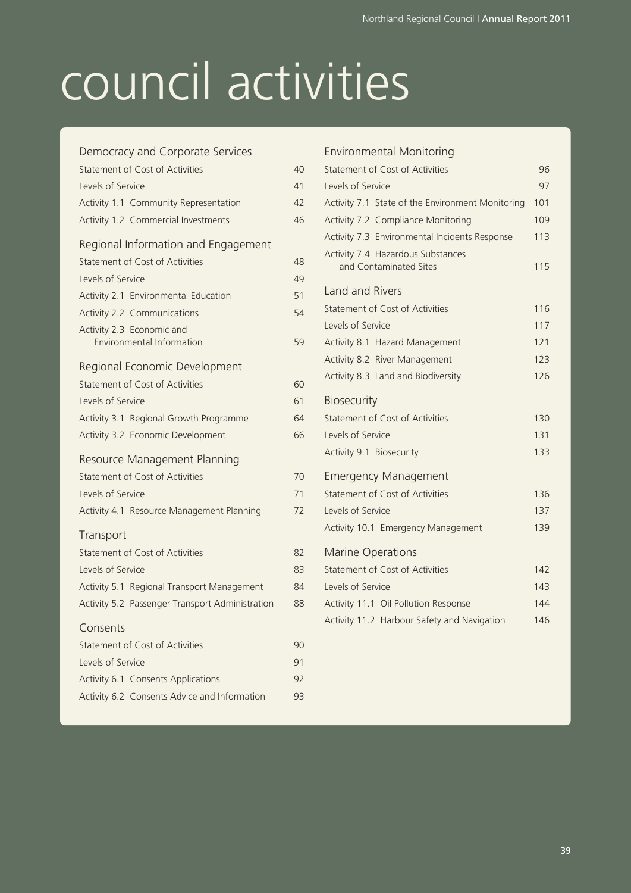# council activities

## Democracy and Corporate Services

| | |
|---|---|
| Statement of Cost of Activities | 40 |
| Levels of Service | 41 |
| Activity 1.1 Community Representation | 42 |
| Activity 1.2 Commercial Investments | 46 |

## Regional Information and Engagement

| | |
|---|---|
| Statement of Cost of Activities | 48 |
| Levels of Service | 49 |
| Activity 2.1 Environmental Education | 51 |
| Activity 2.2 Communications | 54 |
| Activity 2.3 Economic and Environmental Information | 59 |

## Regional Economic Development

| | |
|---|---|
| Statement of Cost of Activities | 60 |
| Levels of Service | 61 |
| Activity 3.1 Regional Growth Programme | 64 |
| Activity 3.2 Economic Development | 66 |

## Resource Management Planning

| | |
|---|---|
| Statement of Cost of Activities | 70 |
| Levels of Service | 71 |
| Activity 4.1 Resource Management Planning | 72 |

## Transport

| | |
|---|---|
| Statement of Cost of Activities | 82 |
| Levels of Service | 83 |
| Activity 5.1 Regional Transport Management | 84 |
| Activity 5.2 Passenger Transport Administration | 88 |

## Consents

| | |
|---|---|
| Statement of Cost of Activities | 90 |
| Levels of Service | 91 |
| Activity 6.1 Consents Applications | 92 |
| Activity 6.2 Consents Advice and Information | 93 |

## Environmental Monitoring

| | |
|---|---|
| Statement of Cost of Activities | 96 |
| Levels of Service | 97 |
| Activity 7.1 State of the Environment Monitoring | 101 |
| Activity 7.2 Compliance Monitoring | 109 |
| Activity 7.3 Environmental Incidents Response | 113 |
| Activity 7.4 Hazardous Substances and Contaminated Sites | 115 |

## Land and Rivers

| | |
|---|---|
| Statement of Cost of Activities | 116 |
| Levels of Service | 117 |
| Activity 8.1 Hazard Management | 121 |
| Activity 8.2 River Management | 123 |
| Activity 8.3 Land and Biodiversity | 126 |

## Biosecurity

| | |
|---|---|
| Statement of Cost of Activities | 130 |
| Levels of Service | 131 |
| Activity 9.1 Biosecurity | 133 |

## Emergency Management

| | |
|---|---|
| Statement of Cost of Activities | 136 |
| Levels of Service | 137 |
| Activity 10.1 Emergency Management | 139 |

## Marine Operations

| | |
|---|---|
| Statement of Cost of Activities | 142 |
| Levels of Service | 143 |
| Activity 11.1 Oil Pollution Response | 144 |
| Activity 11.2 Harbour Safety and Navigation | 146 |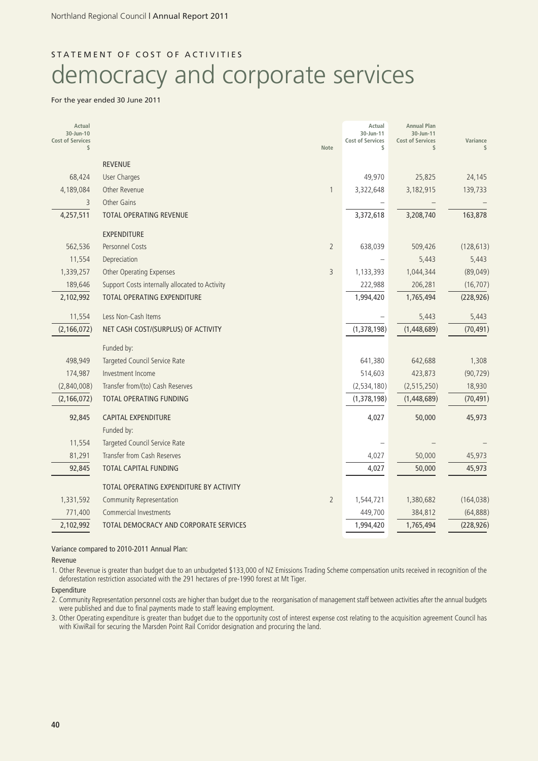STATEMENT OF COST OF ACTIVITIES

# democracy and corporate services

For the year ended 30 June 2011

| Actual 30-Jun-10 Cost of Services $ | | Note | Actual 30-Jun-11 Cost of Services $ | Annual Plan 30-Jun-11 Cost of Services $ | Variance $ |
|---|---|---|---|---|---|
| | REVENUE | | | | |
| 68,424 | User Charges | | 49,970 | 25,825 | 24,145 |
| 4,189,084 | Other Revenue | 1 | 3,322,648 | 3,182,915 | 139,733 |
| 3 | Other Gains | | – | – | – |
| 4,257,511 | TOTAL OPERATING REVENUE | | 3,372,618 | 3,208,740 | 163,878 |
| | EXPENDITURE | | | | |
| 562,536 | Personnel Costs | 2 | 638,039 | 509,426 | (128,613) |
| 11,554 | Depreciation | | – | 5,443 | 5,443 |
| 1,339,257 | Other Operating Expenses | 3 | 1,133,393 | 1,044,344 | (89,049) |
| 189,646 | Support Costs internally allocated to Activity | | 222,988 | 206,281 | (16,707) |
| 2,102,992 | TOTAL OPERATING EXPENDITURE | | 1,994,420 | 1,765,494 | (228,926) |
| 11,554 | Less Non-Cash Items | | – | 5,443 | 5,443 |
| (2,166,072) | NET CASH COST/(SURPLUS) OF ACTIVITY | | (1,378,198) | (1,448,689) | (70,491) |
| | Funded by: | | | | |
| 498,949 | Targeted Council Service Rate | | 641,380 | 642,688 | 1,308 |
| 174,987 | Investment Income | | 514,603 | 423,873 | (90,729) |
| (2,840,008) | Transfer from/(to) Cash Reserves | | (2,534,180) | (2,515,250) | 18,930 |
| (2,166,072) | TOTAL OPERATING FUNDING | | (1,378,198) | (1,448,689) | (70,491) |
| 92,845 | CAPITAL EXPENDITURE | | 4,027 | 50,000 | 45,973 |
| | Funded by: | | | | |
| 11,554 | Targeted Council Service Rate | | – | – | – |
| 81,291 | Transfer from Cash Reserves | | 4,027 | 50,000 | 45,973 |
| 92,845 | TOTAL CAPITAL FUNDING | | 4,027 | 50,000 | 45,973 |
| | TOTAL OPERATING EXPENDITURE BY ACTIVITY | | | | |
| 1,331,592 | Community Representation | 2 | 1,544,721 | 1,380,682 | (164,038) |
| 771,400 | Commercial Investments | | 449,700 | 384,812 | (64,888) |
| 2,102,992 | TOTAL DEMOCRACY AND CORPORATE SERVICES | | 1,994,420 | 1,765,494 | (228,926) |

Variance compared to 2010-2011 Annual Plan:

Revenue

1. Other Revenue is greater than budget due to an unbudgeted $133,000 of NZ Emissions Trading Scheme compensation units received in recognition of the deforestation restriction associated with the 291 hectares of pre-1990 forest at Mt Tiger.

Expenditure

2. Community Representation personnel costs are higher than budget due to the reorganisation of management staff between activities after the annual budgets were published and due to final payments made to staff leaving employment.
3. Other Operating expenditure is greater than budget due to the opportunity cost of interest expense cost relating to the acquisition agreement Council has with KiwiRail for securing the Marsden Point Rail Corridor designation and procuring the land.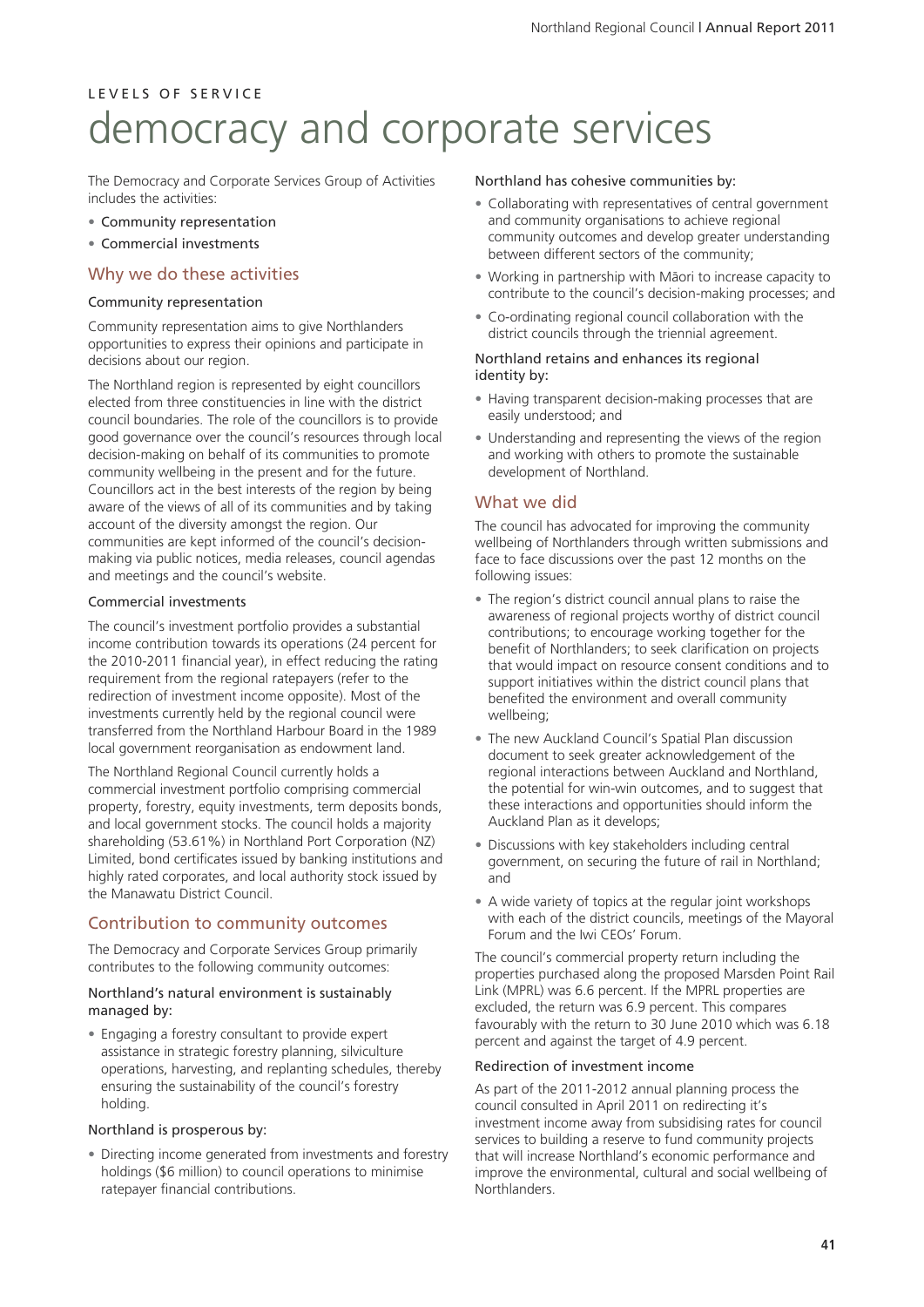LEVELS OF SERVICE

# democracy and corporate services

The Democracy and Corporate Services Group of Activities includes the activities:

- Community representation
- Commercial investments

## Why we do these activities

### Community representation

Community representation aims to give Northlanders opportunities to express their opinions and participate in decisions about our region.

The Northland region is represented by eight councillors elected from three constituencies in line with the district council boundaries. The role of the councillors is to provide good governance over the council's resources through local decision-making on behalf of its communities to promote community wellbeing in the present and for the future. Councillors act in the best interests of the region by being aware of the views of all of its communities and by taking account of the diversity amongst the region. Our communities are kept informed of the council's decision-making via public notices, media releases, council agendas and meetings and the council's website.

### Commercial investments

The council's investment portfolio provides a substantial income contribution towards its operations (24 percent for the 2010-2011 financial year), in effect reducing the rating requirement from the regional ratepayers (refer to the redirection of investment income opposite). Most of the investments currently held by the regional council were transferred from the Northland Harbour Board in the 1989 local government reorganisation as endowment land.

The Northland Regional Council currently holds a commercial investment portfolio comprising commercial property, forestry, equity investments, term deposits bonds, and local government stocks. The council holds a majority shareholding (53.61%) in Northland Port Corporation (NZ) Limited, bond certificates issued by banking institutions and highly rated corporates, and local authority stock issued by the Manawatu District Council.

## Contribution to community outcomes

The Democracy and Corporate Services Group primarily contributes to the following community outcomes:

### Northland's natural environment is sustainably managed by:

- Engaging a forestry consultant to provide expert assistance in strategic forestry planning, silviculture operations, harvesting, and replanting schedules, thereby ensuring the sustainability of the council's forestry holding.

### Northland is prosperous by:

- Directing income generated from investments and forestry holdings ($6 million) to council operations to minimise ratepayer financial contributions.

### Northland has cohesive communities by:

- Collaborating with representatives of central government and community organisations to achieve regional community outcomes and develop greater understanding between different sectors of the community;
- Working in partnership with Māori to increase capacity to contribute to the council's decision-making processes; and
- Co-ordinating regional council collaboration with the district councils through the triennial agreement.

### Northland retains and enhances its regional identity by:

- Having transparent decision-making processes that are easily understood; and
- Understanding and representing the views of the region and working with others to promote the sustainable development of Northland.

## What we did

The council has advocated for improving the community wellbeing of Northlanders through written submissions and face to face discussions over the past 12 months on the following issues:

- The region's district council annual plans to raise the awareness of regional projects worthy of district council contributions; to encourage working together for the benefit of Northlanders; to seek clarification on projects that would impact on resource consent conditions and to support initiatives within the district council plans that benefited the environment and overall community wellbeing;
- The new Auckland Council's Spatial Plan discussion document to seek greater acknowledgement of the regional interactions between Auckland and Northland, the potential for win-win outcomes, and to suggest that these interactions and opportunities should inform the Auckland Plan as it develops;
- Discussions with key stakeholders including central government, on securing the future of rail in Northland; and
- A wide variety of topics at the regular joint workshops with each of the district councils, meetings of the Mayoral Forum and the Iwi CEOs' Forum.

The council's commercial property return including the properties purchased along the proposed Marsden Point Rail Link (MPRL) was 6.6 percent. If the MPRL properties are excluded, the return was 6.9 percent. This compares favourably with the return to 30 June 2010 which was 6.18 percent and against the target of 4.9 percent.

### Redirection of investment income

As part of the 2011-2012 annual planning process the council consulted in April 2011 on redirecting it's investment income away from subsidising rates for council services to building a reserve to fund community projects that will increase Northland's economic performance and improve the environmental, cultural and social wellbeing of Northlanders.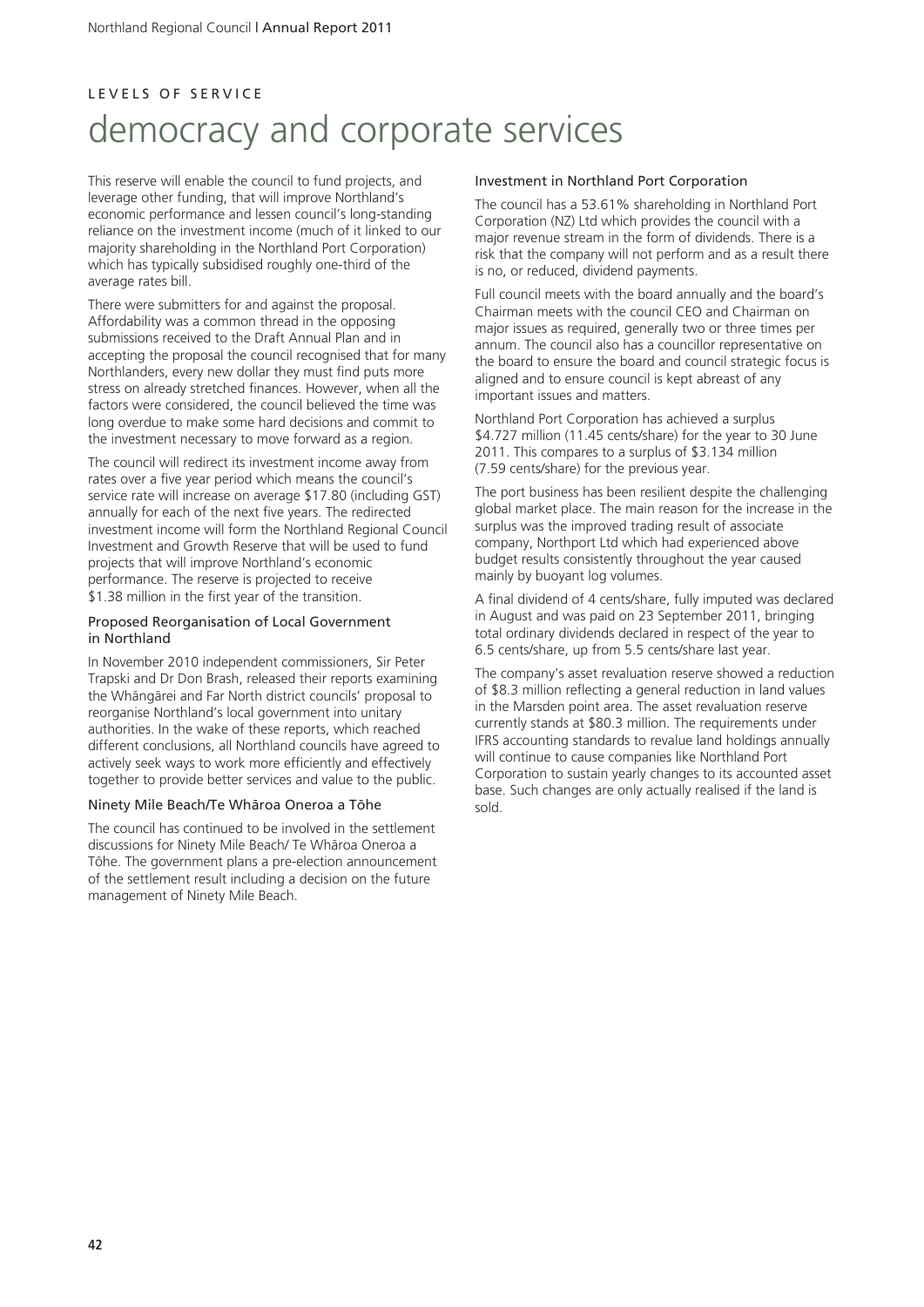LEVELS OF SERVICE

# democracy and corporate services

This reserve will enable the council to fund projects, and leverage other funding, that will improve Northland's economic performance and lessen council's long-standing reliance on the investment income (much of it linked to our majority shareholding in the Northland Port Corporation) which has typically subsidised roughly one-third of the average rates bill.

There were submitters for and against the proposal. Affordability was a common thread in the opposing submissions received to the Draft Annual Plan and in accepting the proposal the council recognised that for many Northlanders, every new dollar they must find puts more stress on already stretched finances. However, when all the factors were considered, the council believed the time was long overdue to make some hard decisions and commit to the investment necessary to move forward as a region.

The council will redirect its investment income away from rates over a five year period which means the council's service rate will increase on average $17.80 (including GST) annually for each of the next five years. The redirected investment income will form the Northland Regional Council Investment and Growth Reserve that will be used to fund projects that will improve Northland's economic performance. The reserve is projected to receive $1.38 million in the first year of the transition.

### Proposed Reorganisation of Local Government in Northland

In November 2010 independent commissioners, Sir Peter Trapski and Dr Don Brash, released their reports examining the Whāngārei and Far North district councils' proposal to reorganise Northland's local government into unitary authorities. In the wake of these reports, which reached different conclusions, all Northland councils have agreed to actively seek ways to work more efficiently and effectively together to provide better services and value to the public.

### Ninety Mile Beach/Te Whāroa Oneroa a Tōhe

The council has continued to be involved in the settlement discussions for Ninety Mile Beach/ Te Whāroa Oneroa a Tōhe. The government plans a pre-election announcement of the settlement result including a decision on the future management of Ninety Mile Beach.

### Investment in Northland Port Corporation

The council has a 53.61% shareholding in Northland Port Corporation (NZ) Ltd which provides the council with a major revenue stream in the form of dividends. There is a risk that the company will not perform and as a result there is no, or reduced, dividend payments.

Full council meets with the board annually and the board's Chairman meets with the council CEO and Chairman on major issues as required, generally two or three times per annum. The council also has a councillor representative on the board to ensure the board and council strategic focus is aligned and to ensure council is kept abreast of any important issues and matters.

Northland Port Corporation has achieved a surplus $4.727 million (11.45 cents/share) for the year to 30 June 2011. This compares to a surplus of $3.134 million (7.59 cents/share) for the previous year.

The port business has been resilient despite the challenging global market place. The main reason for the increase in the surplus was the improved trading result of associate company, Northport Ltd which had experienced above budget results consistently throughout the year caused mainly by buoyant log volumes.

A final dividend of 4 cents/share, fully imputed was declared in August and was paid on 23 September 2011, bringing total ordinary dividends declared in respect of the year to 6.5 cents/share, up from 5.5 cents/share last year.

The company's asset revaluation reserve showed a reduction of $8.3 million reflecting a general reduction in land values in the Marsden point area. The asset revaluation reserve currently stands at $80.3 million. The requirements under IFRS accounting standards to revalue land holdings annually will continue to cause companies like Northland Port Corporation to sustain yearly changes to its accounted asset base. Such changes are only actually realised if the land is sold.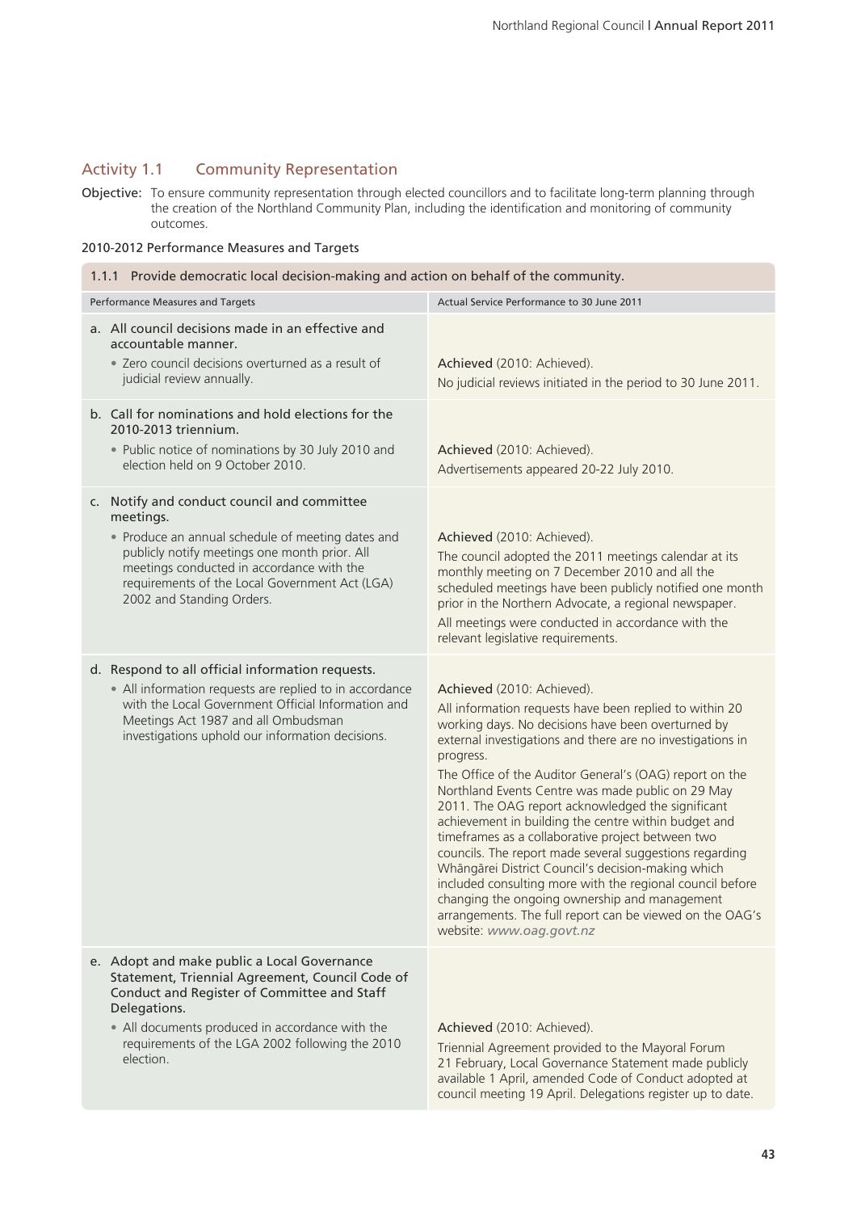## Activity 1.1 Community Representation

**Objective:** To ensure community representation through elected councillors and to facilitate long-term planning through the creation of the Northland Community Plan, including the identification and monitoring of community outcomes.

### 2010-2012 Performance Measures and Targets

| 1.1.1 Provide democratic local decision-making and action on behalf of the community. | |
|---|---|
| **Performance Measures and Targets** | **Actual Service Performance to 30 June 2011** |
| a. All council decisions made in an effective and accountable manner.<br>• Zero council decisions overturned as a result of judicial review annually. | Achieved (2010: Achieved).<br>No judicial reviews initiated in the period to 30 June 2011. |
| b. Call for nominations and hold elections for the 2010-2013 triennium.<br>• Public notice of nominations by 30 July 2010 and election held on 9 October 2010. | Achieved (2010: Achieved).<br>Advertisements appeared 20-22 July 2010. |
| c. Notify and conduct council and committee meetings.<br>• Produce an annual schedule of meeting dates and publicly notify meetings one month prior. All meetings conducted in accordance with the requirements of the Local Government Act (LGA) 2002 and Standing Orders. | Achieved (2010: Achieved).<br>The council adopted the 2011 meetings calendar at its monthly meeting on 7 December 2010 and all the scheduled meetings have been publicly notified one month prior in the Northern Advocate, a regional newspaper.<br>All meetings were conducted in accordance with the relevant legislative requirements. |
| d. Respond to all official information requests.<br>• All information requests are replied to in accordance with the Local Government Official Information and Meetings Act 1987 and all Ombudsman investigations uphold our information decisions. | Achieved (2010: Achieved).<br>All information requests have been replied to within 20 working days. No decisions have been overturned by external investigations and there are no investigations in progress.<br>The Office of the Auditor General's (OAG) report on the Northland Events Centre was made public on 29 May 2011. The OAG report acknowledged the significant achievement in building the centre within budget and timeframes as a collaborative project between two councils. The report made several suggestions regarding Whāngārei District Council's decision-making which included consulting more with the regional council before changing the ongoing ownership and management arrangements. The full report can be viewed on the OAG's website: *www.oag.govt.nz* |
| e. Adopt and make public a Local Governance Statement, Triennial Agreement, Council Code of Conduct and Register of Committee and Staff Delegations.<br>• All documents produced in accordance with the requirements of the LGA 2002 following the 2010 election. | Achieved (2010: Achieved).<br>Triennial Agreement provided to the Mayoral Forum 21 February, Local Governance Statement made publicly available 1 April, amended Code of Conduct adopted at council meeting 19 April. Delegations register up to date. |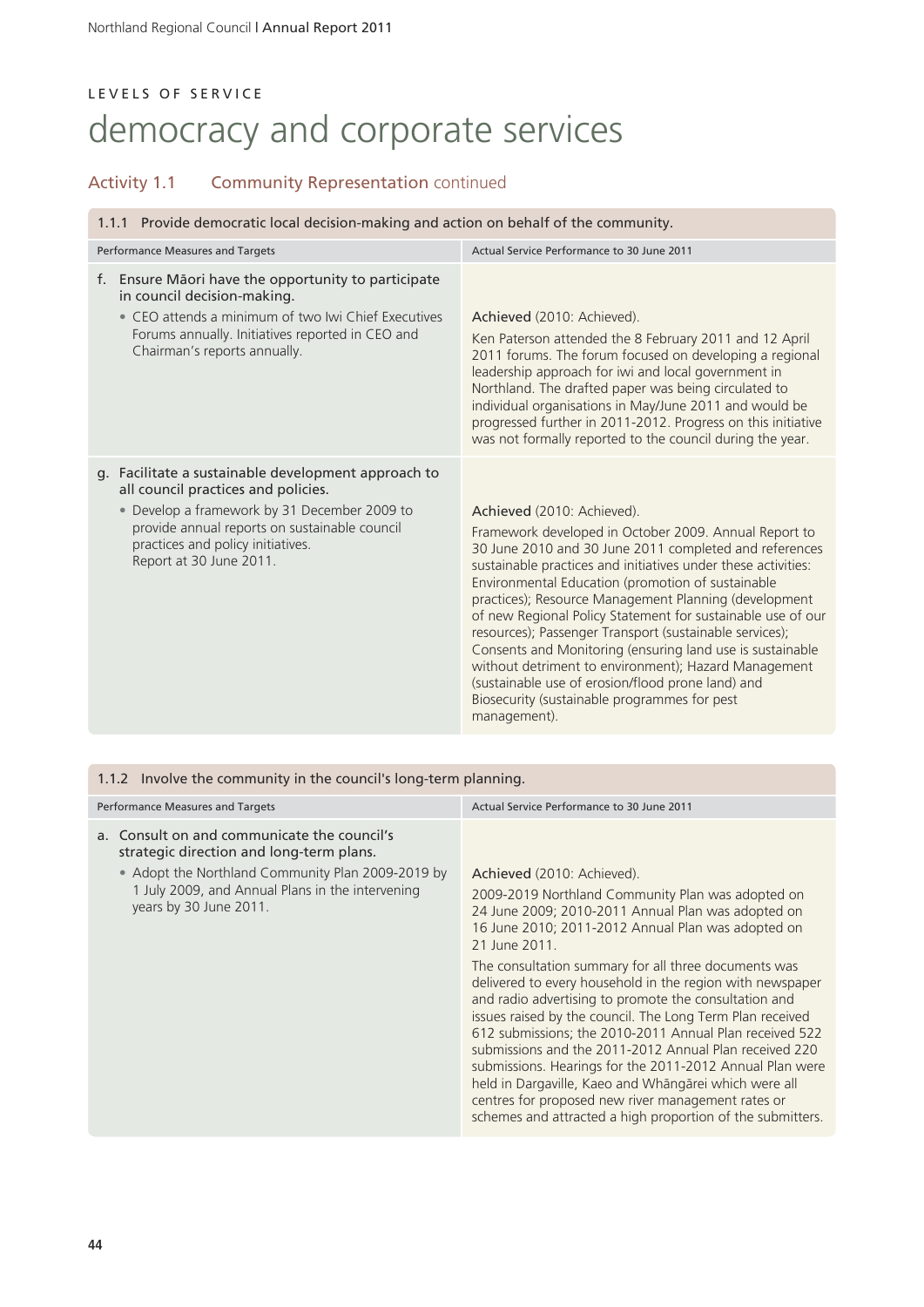LEVELS OF SERVICE

# democracy and corporate services

## Activity 1.1 Community Representation continued

| 1.1.1 Provide democratic local decision-making and action on behalf of the community. | |
|---|---|
| Performance Measures and Targets | Actual Service Performance to 30 June 2011 |
| f. Ensure Māori have the opportunity to participate in council decision-making.<br>• CEO attends a minimum of two Iwi Chief Executives Forums annually. Initiatives reported in CEO and Chairman's reports annually. | Achieved (2010: Achieved).<br>Ken Paterson attended the 8 February 2011 and 12 April 2011 forums. The forum focused on developing a regional leadership approach for iwi and local government in Northland. The drafted paper was being circulated to individual organisations in May/June 2011 and would be progressed further in 2011-2012. Progress on this initiative was not formally reported to the council during the year. |
| g. Facilitate a sustainable development approach to all council practices and policies.<br>• Develop a framework by 31 December 2009 to provide annual reports on sustainable council practices and policy initiatives. Report at 30 June 2011. | Achieved (2010: Achieved).<br>Framework developed in October 2009. Annual Report to 30 June 2010 and 30 June 2011 completed and references sustainable practices and initiatives under these activities: Environmental Education (promotion of sustainable practices); Resource Management Planning (development of new Regional Policy Statement for sustainable use of our resources); Passenger Transport (sustainable services); Consents and Monitoring (ensuring land use is sustainable without detriment to environment); Hazard Management (sustainable use of erosion/flood prone land) and Biosecurity (sustainable programmes for pest management). |

| 1.1.2 Involve the community in the council's long-term planning. | |
|---|---|
| Performance Measures and Targets | Actual Service Performance to 30 June 2011 |
| a. Consult on and communicate the council's strategic direction and long-term plans.<br>• Adopt the Northland Community Plan 2009-2019 by 1 July 2009, and Annual Plans in the intervening years by 30 June 2011. | Achieved (2010: Achieved).<br>2009-2019 Northland Community Plan was adopted on 24 June 2009; 2010-2011 Annual Plan was adopted on 16 June 2010; 2011-2012 Annual Plan was adopted on 21 June 2011.<br>The consultation summary for all three documents was delivered to every household in the region with newspaper and radio advertising to promote the consultation and issues raised by the council. The Long Term Plan received 612 submissions; the 2010-2011 Annual Plan received 522 submissions and the 2011-2012 Annual Plan received 220 submissions. Hearings for the 2011-2012 Annual Plan were held in Dargaville, Kaeo and Whāngārei which were all centres for proposed new river management rates or schemes and attracted a high proportion of the submitters. |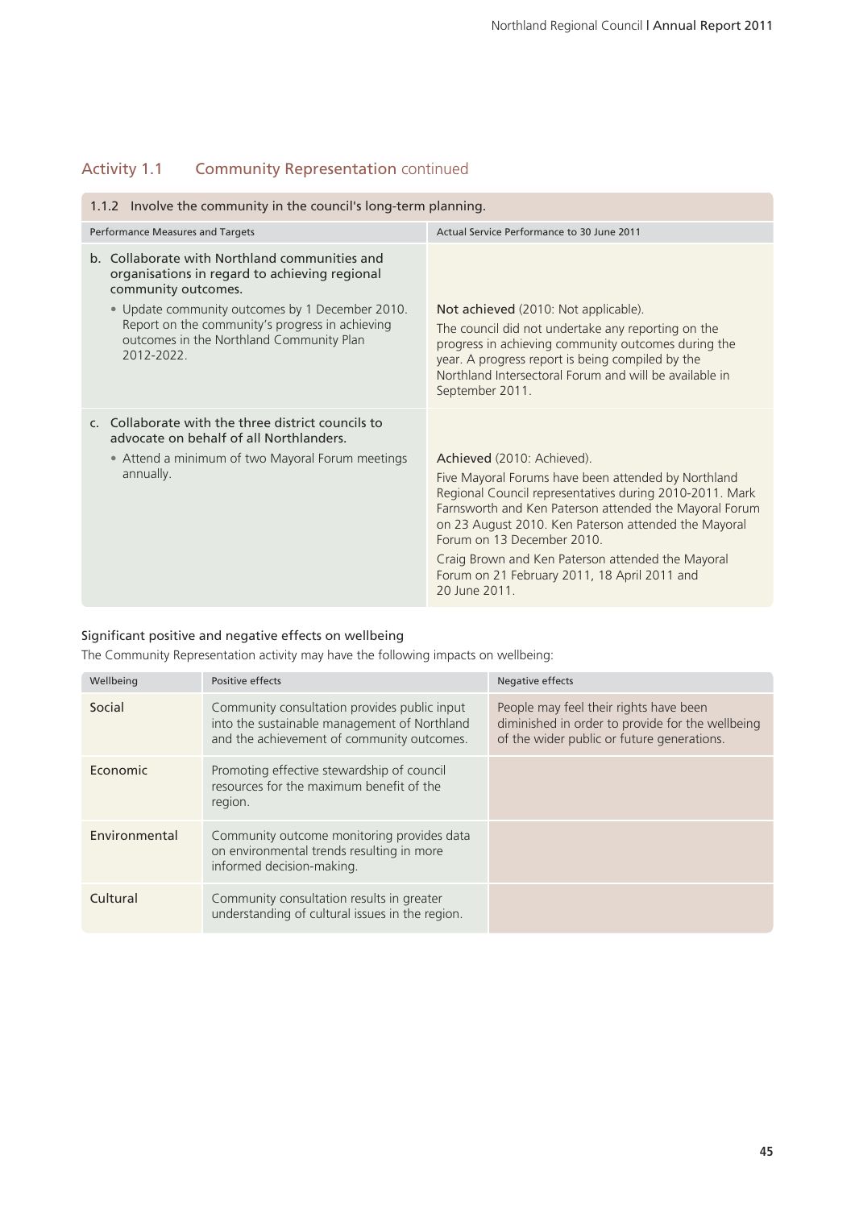## Activity 1.1 Community Representation continued

| 1.1.2 Involve the community in the council's long-term planning. | |
|---|---|
| **Performance Measures and Targets** | **Actual Service Performance to 30 June 2011** |
| b. Collaborate with Northland communities and organisations in regard to achieving regional community outcomes.<br>• Update community outcomes by 1 December 2010. Report on the community's progress in achieving outcomes in the Northland Community Plan 2012-2022. | Not achieved (2010: Not applicable).<br>The council did not undertake any reporting on the progress in achieving community outcomes during the year. A progress report is being compiled by the Northland Intersectoral Forum and will be available in September 2011. |
| c. Collaborate with the three district councils to advocate on behalf of all Northlanders.<br>• Attend a minimum of two Mayoral Forum meetings annually. | Achieved (2010: Achieved).<br>Five Mayoral Forums have been attended by Northland Regional Council representatives during 2010-2011. Mark Farnsworth and Ken Paterson attended the Mayoral Forum on 23 August 2010. Ken Paterson attended the Mayoral Forum on 13 December 2010.<br>Craig Brown and Ken Paterson attended the Mayoral Forum on 21 February 2011, 18 April 2011 and 20 June 2011. |

### Significant positive and negative effects on wellbeing

The Community Representation activity may have the following impacts on wellbeing:

| Wellbeing | Positive effects | Negative effects |
|---|---|---|
| Social | Community consultation provides public input into the sustainable management of Northland and the achievement of community outcomes. | People may feel their rights have been diminished in order to provide for the wellbeing of the wider public or future generations. |
| Economic | Promoting effective stewardship of council resources for the maximum benefit of the region. | |
| Environmental | Community outcome monitoring provides data on environmental trends resulting in more informed decision-making. | |
| Cultural | Community consultation results in greater understanding of cultural issues in the region. | |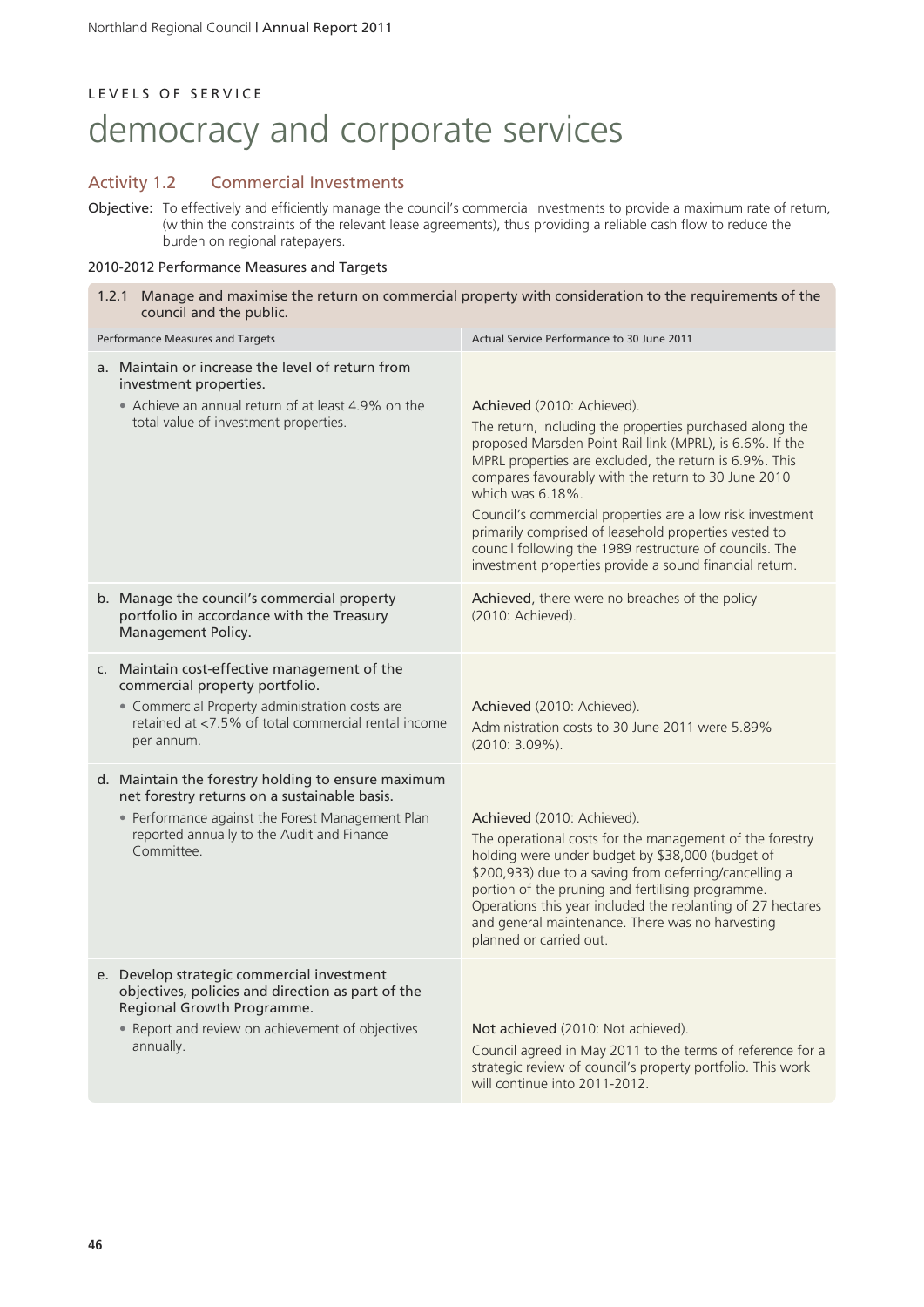LEVELS OF SERVICE

# democracy and corporate services

## Activity 1.2 Commercial Investments

**Objective:** To effectively and efficiently manage the council's commercial investments to provide a maximum rate of return, (within the constraints of the relevant lease agreements), thus providing a reliable cash flow to reduce the burden on regional ratepayers.

### 2010-2012 Performance Measures and Targets

| 1.2.1 Manage and maximise the return on commercial property with consideration to the requirements of the council and the public. | |
|---|---|
| **Performance Measures and Targets** | **Actual Service Performance to 30 June 2011** |
| a. Maintain or increase the level of return from investment properties.<br>• Achieve an annual return of at least 4.9% on the total value of investment properties. | Achieved (2010: Achieved).<br>The return, including the properties purchased along the proposed Marsden Point Rail link (MPRL), is 6.6%. If the MPRL properties are excluded, the return is 6.9%. This compares favourably with the return to 30 June 2010 which was 6.18%.<br>Council's commercial properties are a low risk investment primarily comprised of leasehold properties vested to council following the 1989 restructure of councils. The investment properties provide a sound financial return. |
| b. Manage the council's commercial property portfolio in accordance with the Treasury Management Policy. | Achieved, there were no breaches of the policy (2010: Achieved). |
| c. Maintain cost-effective management of the commercial property portfolio.<br>• Commercial Property administration costs are retained at <7.5% of total commercial rental income per annum. | Achieved (2010: Achieved).<br>Administration costs to 30 June 2011 were 5.89% (2010: 3.09%). |
| d. Maintain the forestry holding to ensure maximum net forestry returns on a sustainable basis.<br>• Performance against the Forest Management Plan reported annually to the Audit and Finance Committee. | Achieved (2010: Achieved).<br>The operational costs for the management of the forestry holding were under budget by $38,000 (budget of $200,933) due to a saving from deferring/cancelling a portion of the pruning and fertilising programme. Operations this year included the replanting of 27 hectares and general maintenance. There was no harvesting planned or carried out. |
| e. Develop strategic commercial investment objectives, policies and direction as part of the Regional Growth Programme.<br>• Report and review on achievement of objectives annually. | Not achieved (2010: Not achieved).<br>Council agreed in May 2011 to the terms of reference for a strategic review of council's property portfolio. This work will continue into 2011-2012. |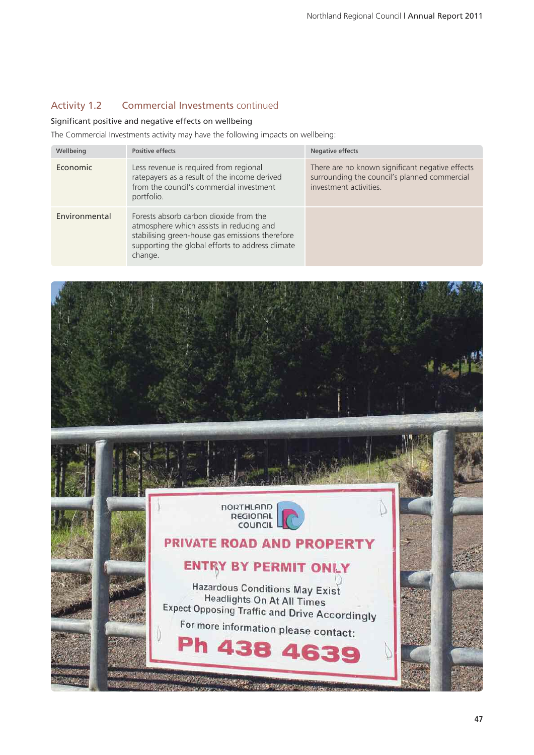## Activity 1.2 Commercial Investments continued

### Significant positive and negative effects on wellbeing

The Commercial Investments activity may have the following impacts on wellbeing:

| Wellbeing | Positive effects | Negative effects |
| --- | --- | --- |
| Economic | Less revenue is required from regional ratepayers as a result of the income derived from the council's commercial investment portfolio. | There are no known significant negative effects surrounding the council's planned commercial investment activities. |
| Environmental | Forests absorb carbon dioxide from the atmosphere which assists in reducing and stabilising green-house gas emissions therefore supporting the global efforts to address climate change. | |